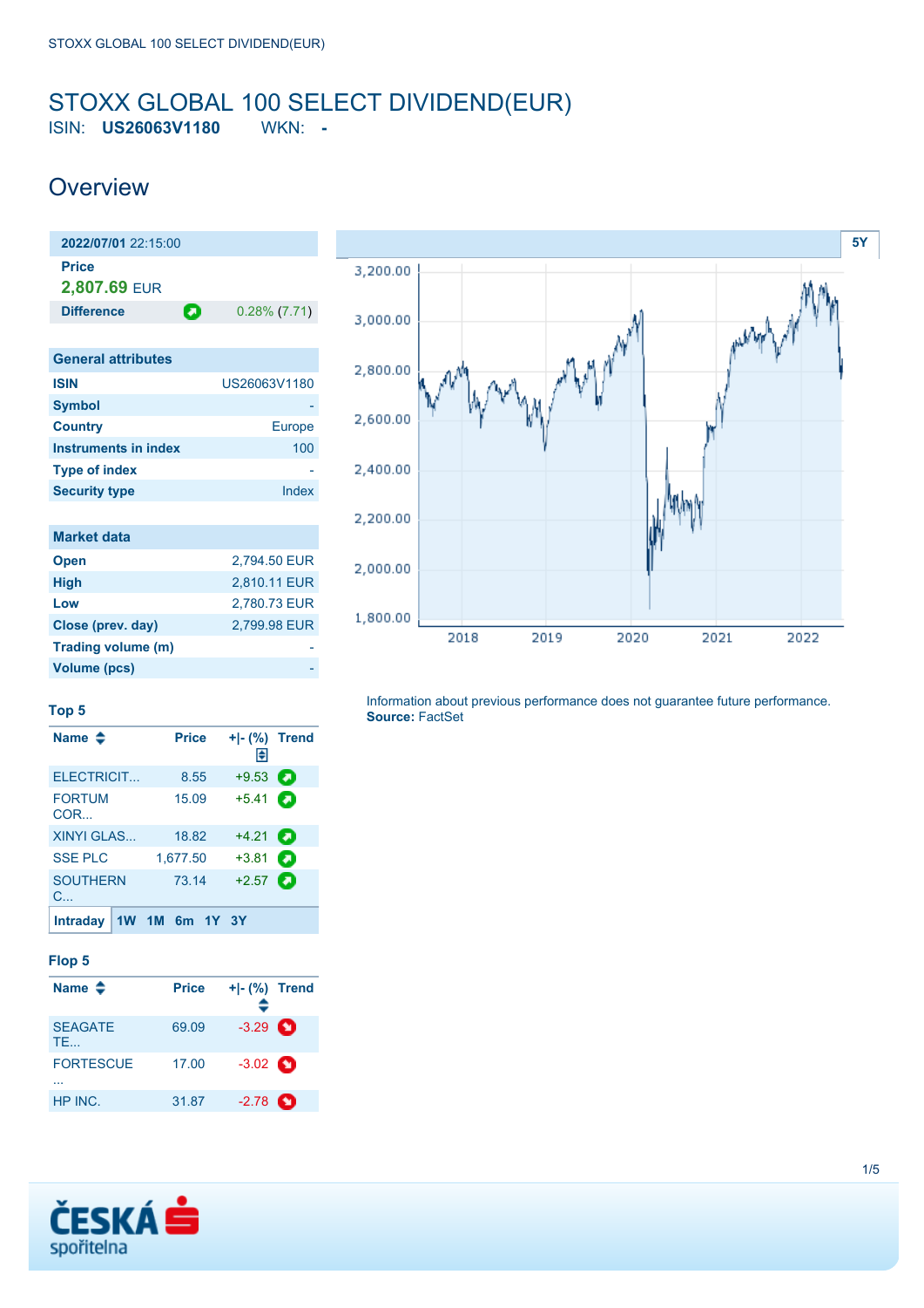# STOXX GLOBAL 100 SELECT DIVIDEND(EUR)

ISIN: **US26063V1180** WKN: **-**

## Overview

| **2022/07/01** 22:15:00 | |
|---|---|
| **Price** | |
| **2,807.69** EUR | |
| **Difference** | 0.28% (7.71) |

| General attributes | |
|---|---|
| **ISIN** | US26063V1180 |
| **Symbol** | - |
| **Country** | Europe |
| **Instruments in index** | 100 |
| **Type of index** | - |
| **Security type** | Index |

| Market data | |
|---|---|
| **Open** | 2,794.50 EUR |
| **High** | 2,810.11 EUR |
| **Low** | 2,780.73 EUR |
| **Close (prev. day)** | 2,799.98 EUR |
| **Trading volume (m)** | - |
| **Volume (pcs)** | - |

5Y

Information about previous performance does not guarantee future performance.
**Source:** FactSet

### Top 5

| Name | Price | +\|- (%) | Trend |
|---|---|---|---|
| ELECTRICIT... | 8.55 | +9.53 | |
| FORTUM COR... | 15.09 | +5.41 | |
| XINYI GLAS... | 18.82 | +4.21 | |
| SSE PLC | 1,677.50 | +3.81 | |
| SOUTHERN C... | 73.14 | +2.57 | |

Intraday 1W 1M 6m 1Y 3Y

### Flop 5

| Name | Price | +\|- (%) | Trend |
|---|---|---|---|
| SEAGATE TE... | 69.09 | -3.29 | |
| FORTESCUE ... | 17.00 | -3.02 | |
| HP INC. | 31.87 | -2.78 | |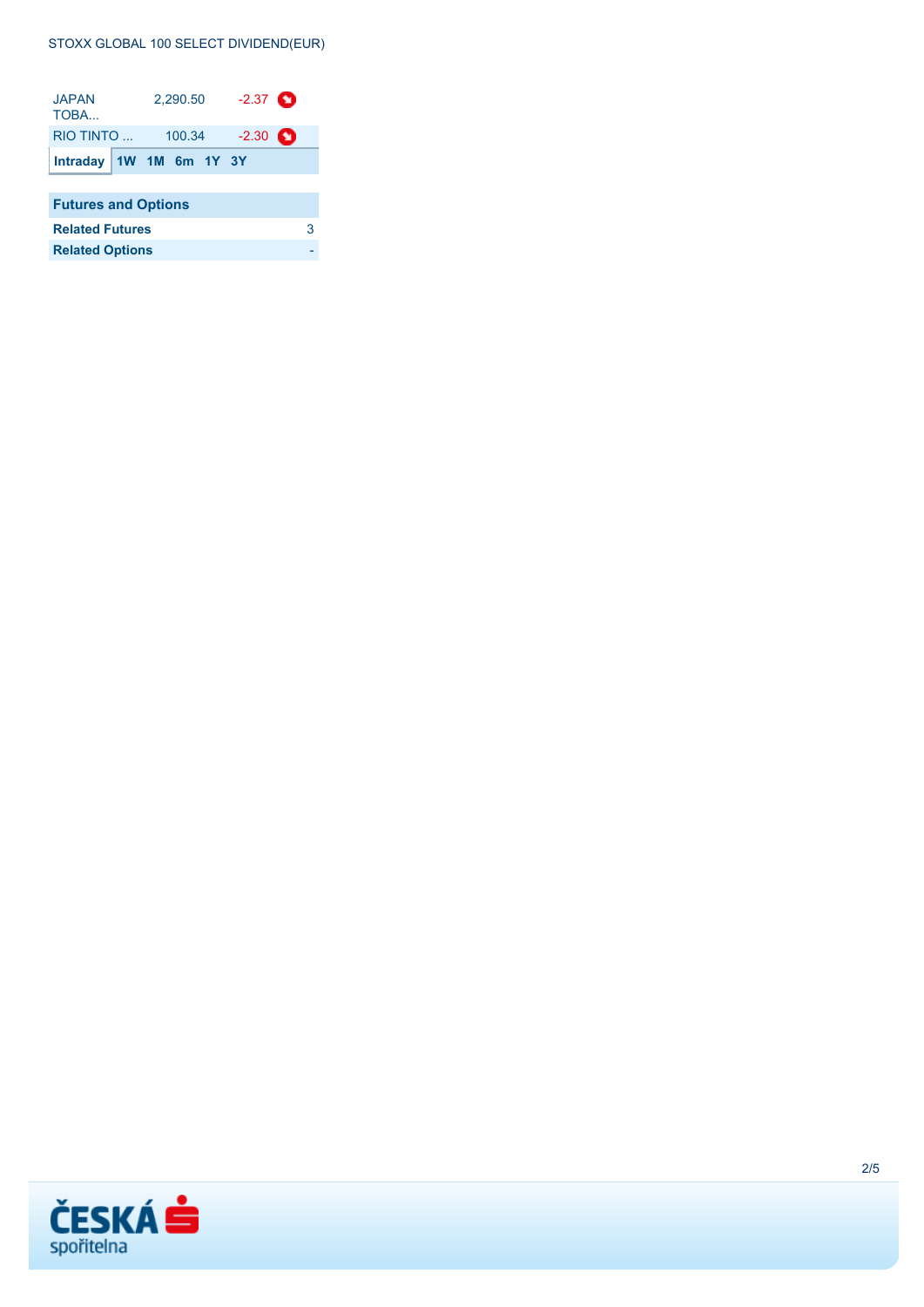STOXX GLOBAL 100 SELECT DIVIDEND(EUR)

| | | |
|---|---|---|
| JAPAN TOBA... | 2,290.50 | -2.37 |
| RIO TINTO ... | 100.34 | -2.30 |

**Intraday** **1W** **1M** **6m** **1Y** **3Y**

| Futures and Options | |
|---|---|
| **Related Futures** | 3 |
| **Related Options** | - |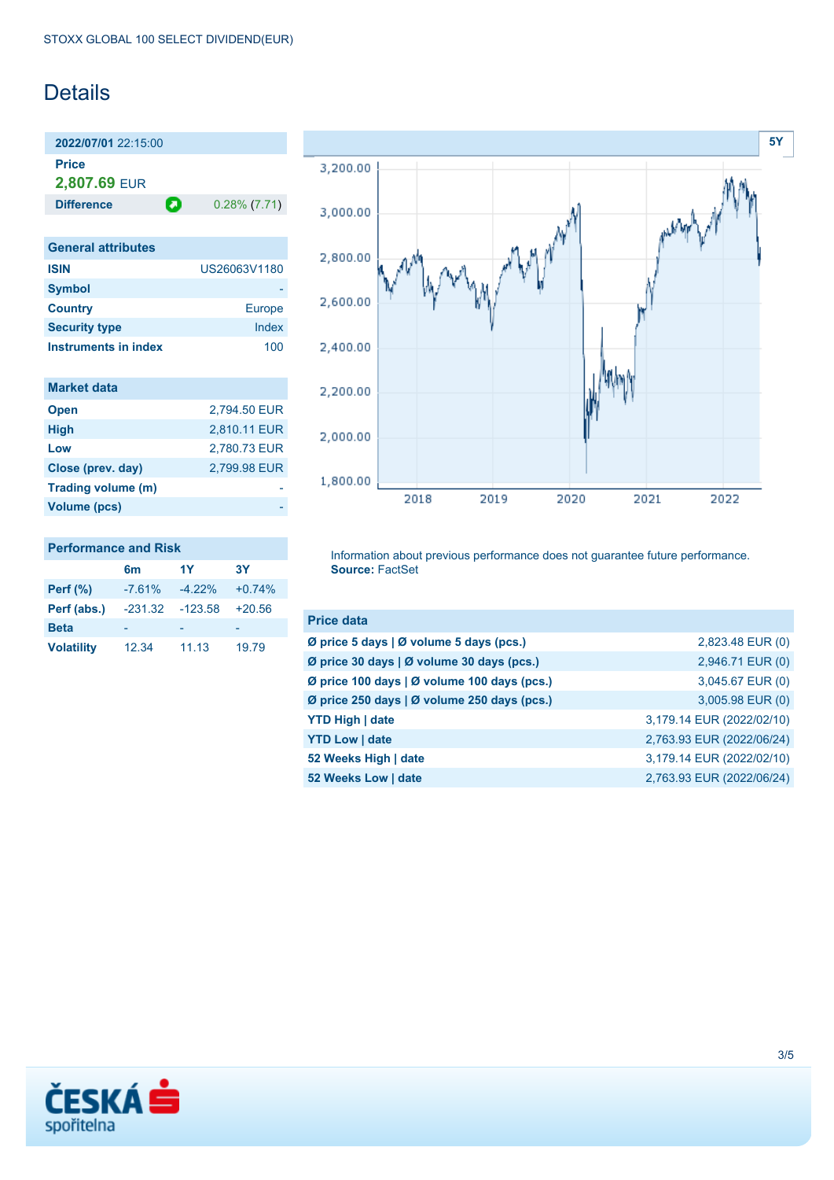STOXX GLOBAL 100 SELECT DIVIDEND(EUR)

# Details

**2022/07/01** 22:15:00

**Price**
**2,807.69** EUR

| **Difference** | 0.28% (7.71) |
|---|---|

| General attributes | |
|---|---|
| **ISIN** | US26063V1180 |
| **Symbol** | - |
| **Country** | Europe |
| **Security type** | Index |
| **Instruments in index** | 100 |

| Market data | |
|---|---|
| **Open** | 2,794.50 EUR |
| **High** | 2,810.11 EUR |
| **Low** | 2,780.73 EUR |
| **Close (prev. day)** | 2,799.98 EUR |
| **Trading volume (m)** | - |
| **Volume (pcs)** | - |

**Performance and Risk**

| | 6m | 1Y | 3Y |
|---|---|---|---|
| **Perf (%)** | -7.61% | -4.22% | +0.74% |
| **Perf (abs.)** | -231.32 | -123.58 | +20.56 |
| **Beta** | - | - | - |
| **Volatility** | 12.34 | 11.13 | 19.79 |

Information about previous performance does not guarantee future performance.
**Source:** FactSet

| Price data | |
|---|---|
| **Ø price 5 days \| Ø volume 5 days (pcs.)** | 2,823.48 EUR (0) |
| **Ø price 30 days \| Ø volume 30 days (pcs.)** | 2,946.71 EUR (0) |
| **Ø price 100 days \| Ø volume 100 days (pcs.)** | 3,045.67 EUR (0) |
| **Ø price 250 days \| Ø volume 250 days (pcs.)** | 3,005.98 EUR (0) |
| **YTD High \| date** | 3,179.14 EUR (2022/02/10) |
| **YTD Low \| date** | 2,763.93 EUR (2022/06/24) |
| **52 Weeks High \| date** | 3,179.14 EUR (2022/02/10) |
| **52 Weeks Low \| date** | 2,763.93 EUR (2022/06/24) |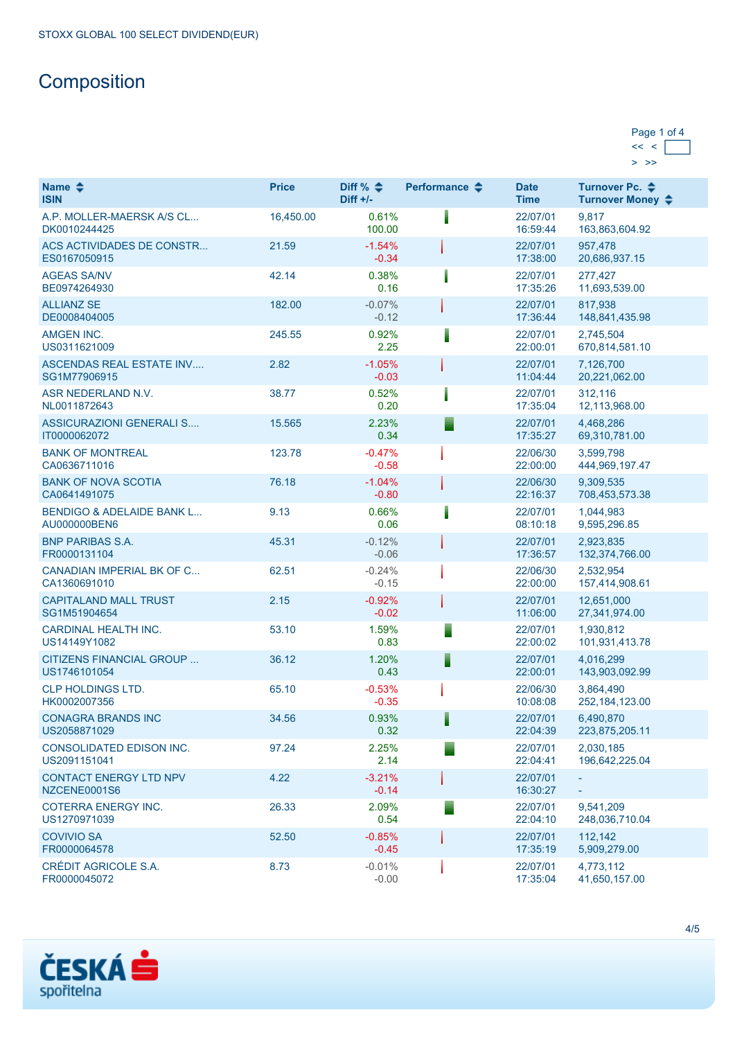STOXX GLOBAL 100 SELECT DIVIDEND(EUR)

# Composition

Page 1 of 4

| Name<br>ISIN | Price | Diff %<br>Diff +/- | Performance | Date<br>Time | Turnover Pc.<br>Turnover Money |
|---|---|---|---|---|---|
| A.P. MOLLER-MAERSK A/S CL...<br>DK0010244425 | 16,450.00 | 0.61%<br>100.00 | | 22/07/01<br>16:59:44 | 9,817<br>163,863,604.92 |
| ACS ACTIVIDADES DE CONSTR...<br>ES0167050915 | 21.59 | -1.54%<br>-0.34 | | 22/07/01<br>17:38:00 | 957,478<br>20,686,937.15 |
| AGEAS SA/NV<br>BE0974264930 | 42.14 | 0.38%<br>0.16 | | 22/07/01<br>17:35:26 | 277,427<br>11,693,539.00 |
| ALLIANZ SE<br>DE0008404005 | 182.00 | -0.07%<br>-0.12 | | 22/07/01<br>17:36:44 | 817,938<br>148,841,435.98 |
| AMGEN INC.<br>US0311621009 | 245.55 | 0.92%<br>2.25 | | 22/07/01<br>22:00:01 | 2,745,504<br>670,814,581.10 |
| ASCENDAS REAL ESTATE INV....<br>SG1M77906915 | 2.82 | -1.05%<br>-0.03 | | 22/07/01<br>11:04:44 | 7,126,700<br>20,221,062.00 |
| ASR NEDERLAND N.V.<br>NL0011872643 | 38.77 | 0.52%<br>0.20 | | 22/07/01<br>17:35:04 | 312,116<br>12,113,968.00 |
| ASSICURAZIONI GENERALI S....<br>IT0000062072 | 15.565 | 2.23%<br>0.34 | | 22/07/01<br>17:35:27 | 4,468,286<br>69,310,781.00 |
| BANK OF MONTREAL<br>CA0636711016 | 123.78 | -0.47%<br>-0.58 | | 22/06/30<br>22:00:00 | 3,599,798<br>444,969,197.47 |
| BANK OF NOVA SCOTIA<br>CA0641491075 | 76.18 | -1.04%<br>-0.80 | | 22/06/30<br>22:16:37 | 9,309,535<br>708,453,573.38 |
| BENDIGO & ADELAIDE BANK L...<br>AU000000BEN6 | 9.13 | 0.66%<br>0.06 | | 22/07/01<br>08:10:18 | 1,044,983<br>9,595,296.85 |
| BNP PARIBAS S.A.<br>FR0000131104 | 45.31 | -0.12%<br>-0.06 | | 22/07/01<br>17:36:57 | 2,923,835<br>132,374,766.00 |
| CANADIAN IMPERIAL BK OF C...<br>CA1360691010 | 62.51 | -0.24%<br>-0.15 | | 22/06/30<br>22:00:00 | 2,532,954<br>157,414,908.61 |
| CAPITALAND MALL TRUST<br>SG1M51904654 | 2.15 | -0.92%<br>-0.02 | | 22/07/01<br>11:06:00 | 12,651,000<br>27,341,974.00 |
| CARDINAL HEALTH INC.<br>US14149Y1082 | 53.10 | 1.59%<br>0.83 | | 22/07/01<br>22:00:02 | 1,930,812<br>101,931,413.78 |
| CITIZENS FINANCIAL GROUP ...<br>US1746101054 | 36.12 | 1.20%<br>0.43 | | 22/07/01<br>22:00:01 | 4,016,299<br>143,903,092.99 |
| CLP HOLDINGS LTD.<br>HK0002007356 | 65.10 | -0.53%<br>-0.35 | | 22/06/30<br>10:08:08 | 3,864,490<br>252,184,123.00 |
| CONAGRA BRANDS INC<br>US2058871029 | 34.56 | 0.93%<br>0.32 | | 22/07/01<br>22:04:39 | 6,490,870<br>223,875,205.11 |
| CONSOLIDATED EDISON INC.<br>US2091151041 | 97.24 | 2.25%<br>2.14 | | 22/07/01<br>22:04:41 | 2,030,185<br>196,642,225.04 |
| CONTACT ENERGY LTD NPV<br>NZCENE0001S6 | 4.22 | -3.21%<br>-0.14 | | 22/07/01<br>16:30:27 | -<br>- |
| COTERRA ENERGY INC.<br>US1270971039 | 26.33 | 2.09%<br>0.54 | | 22/07/01<br>22:04:10 | 9,541,209<br>248,036,710.04 |
| COVIVIO SA<br>FR0000064578 | 52.50 | -0.85%<br>-0.45 | | 22/07/01<br>17:35:19 | 112,142<br>5,909,279.00 |
| CRÉDIT AGRICOLE S.A.<br>FR0000045072 | 8.73 | -0.01%<br>-0.00 | | 22/07/01<br>17:35:04 | 4,773,112<br>41,650,157.00 |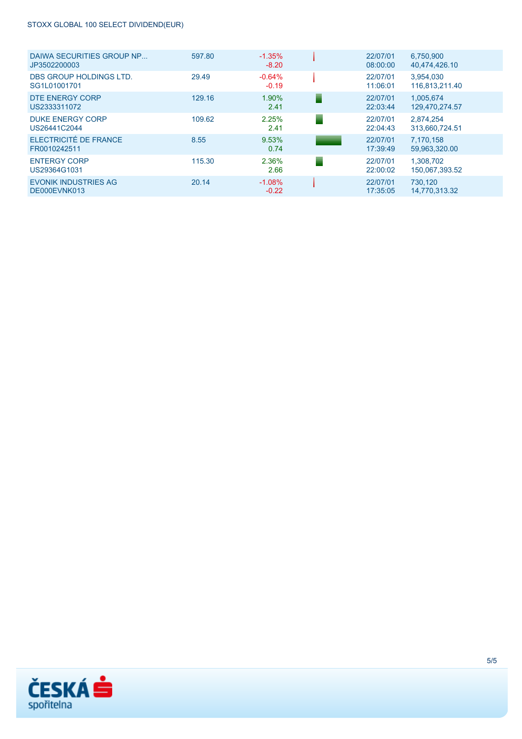STOXX GLOBAL 100 SELECT DIVIDEND(EUR)

| | | | | | |
|---|---|---|---|---|---|
| DAIWA SECURITIES GROUP NP... JP3502200003 | 597.80 | -1.35% -8.20 | | 22/07/01 08:00:00 | 6,750,900 40,474,426.10 |
| DBS GROUP HOLDINGS LTD. SG1L01001701 | 29.49 | -0.64% -0.19 | | 22/07/01 11:06:01 | 3,954,030 116,813,211.40 |
| DTE ENERGY CORP US2333311072 | 129.16 | 1.90% 2.41 | | 22/07/01 22:03:44 | 1,005,674 129,470,274.57 |
| DUKE ENERGY CORP US26441C2044 | 109.62 | 2.25% 2.41 | | 22/07/01 22:04:43 | 2,874,254 313,660,724.51 |
| ELECTRICITÉ DE FRANCE FR0010242511 | 8.55 | 9.53% 0.74 | | 22/07/01 17:39:49 | 7,170,158 59,963,320.00 |
| ENTERGY CORP US29364G1031 | 115.30 | 2.36% 2.66 | | 22/07/01 22:00:02 | 1,308,702 150,067,393.52 |
| EVONIK INDUSTRIES AG DE000EVNK013 | 20.14 | -1.08% -0.22 | | 22/07/01 17:35:05 | 730,120 14,770,313.32 |